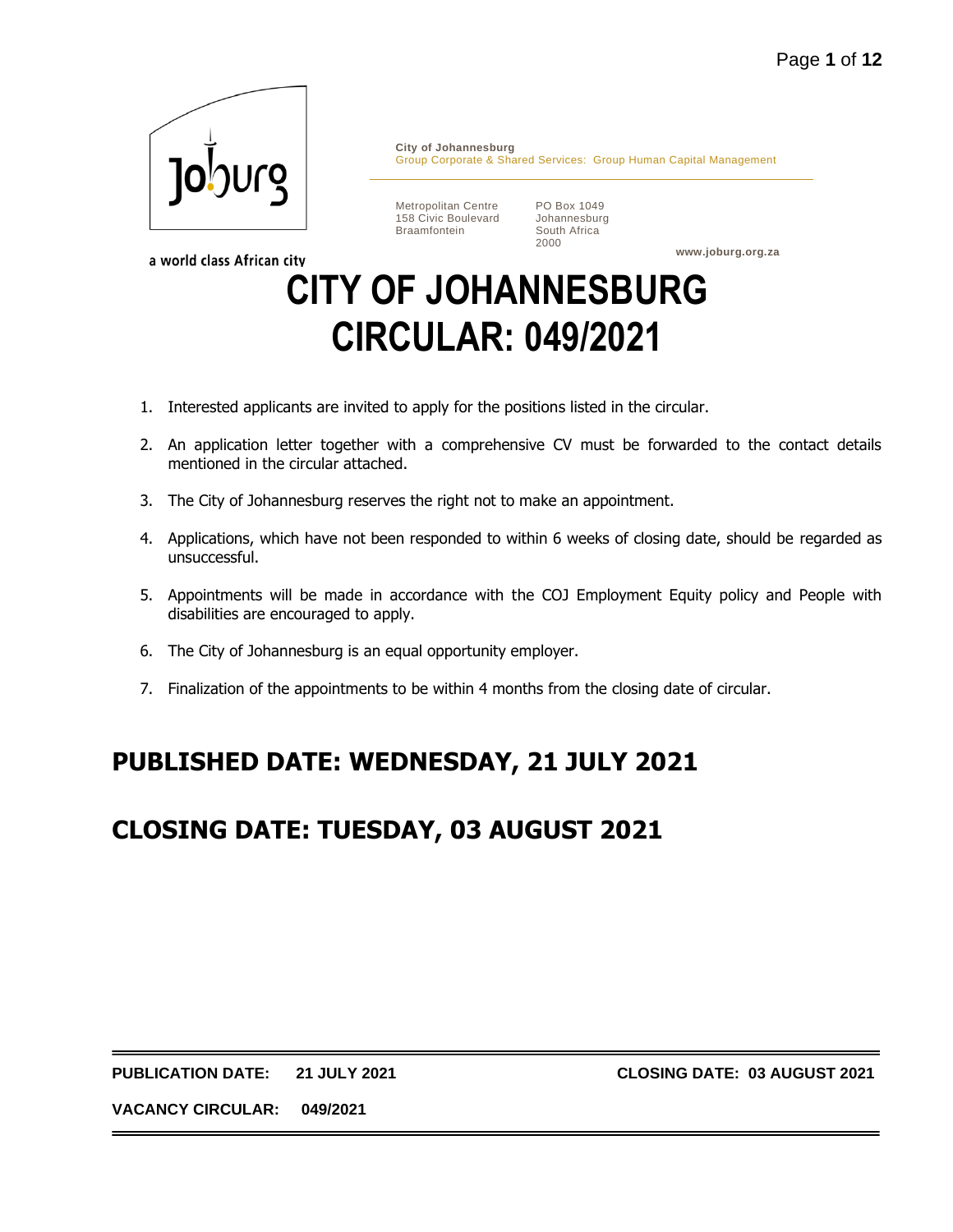City of Johannesburg
Group Corporate & Shared Services: Group Human Capital Management

Metropolitan Centre
158 Civic Boulevard
Braamfontein

PO Box 1049
Johannesburg
South Africa
2000

www.joburg.org.za

a world class African city

# CITY OF JOHANNESBURG
# CIRCULAR: 049/2021

1. Interested applicants are invited to apply for the positions listed in the circular.
2. An application letter together with a comprehensive CV must be forwarded to the contact details mentioned in the circular attached.
3. The City of Johannesburg reserves the right not to make an appointment.
4. Applications, which have not been responded to within 6 weeks of closing date, should be regarded as unsuccessful.
5. Appointments will be made in accordance with the COJ Employment Equity policy and People with disabilities are encouraged to apply.
6. The City of Johannesburg is an equal opportunity employer.
7. Finalization of the appointments to be within 4 months from the closing date of circular.

## PUBLISHED DATE: WEDNESDAY, 21 JULY 2021

## CLOSING DATE: TUESDAY, 03 AUGUST 2021

**PUBLICATION DATE: 21 JULY 2021** **CLOSING DATE: 03 AUGUST 2021**

**VACANCY CIRCULAR: 049/2021**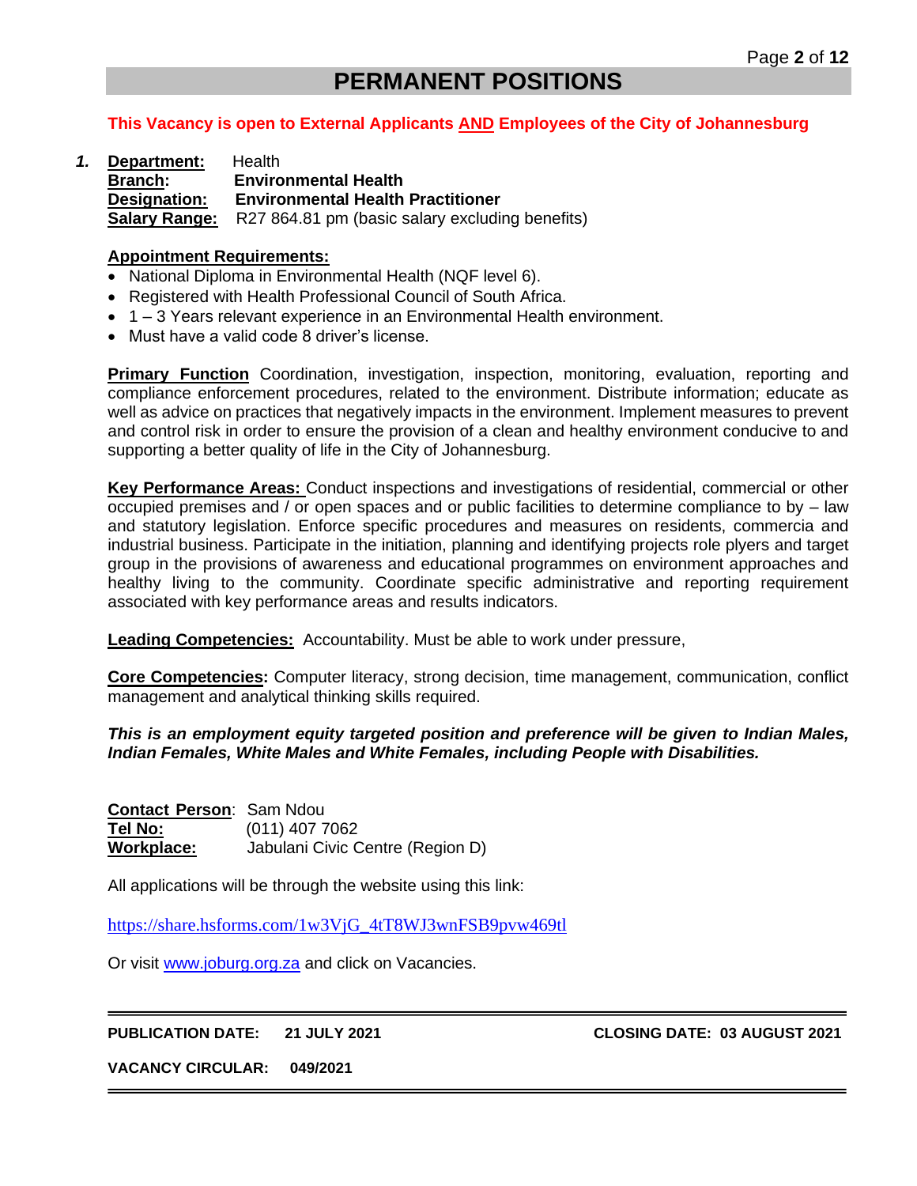# PERMANENT POSITIONS

**This Vacancy is open to External Applicants AND Employees of the City of Johannesburg**

1. **Department:** Health
   **Branch:** **Environmental Health**
   **Designation:** **Environmental Health Practitioner**
   **Salary Range:** R27 864.81 pm (basic salary excluding benefits)

**Appointment Requirements:**

- National Diploma in Environmental Health (NQF level 6).
- Registered with Health Professional Council of South Africa.
- 1 – 3 Years relevant experience in an Environmental Health environment.
- Must have a valid code 8 driver's license.

**Primary Function** Coordination, investigation, inspection, monitoring, evaluation, reporting and compliance enforcement procedures, related to the environment. Distribute information; educate as well as advice on practices that negatively impacts in the environment. Implement measures to prevent and control risk in order to ensure the provision of a clean and healthy environment conducive to and supporting a better quality of life in the City of Johannesburg.

**Key Performance Areas:** Conduct inspections and investigations of residential, commercial or other occupied premises and / or open spaces and or public facilities to determine compliance to by – law and statutory legislation. Enforce specific procedures and measures on residents, commercia and industrial business. Participate in the initiation, planning and identifying projects role plyers and target group in the provisions of awareness and educational programmes on environment approaches and healthy living to the community. Coordinate specific administrative and reporting requirement associated with key performance areas and results indicators.

**Leading Competencies:** Accountability. Must be able to work under pressure,

**Core Competencies:** Computer literacy, strong decision, time management, communication, conflict management and analytical thinking skills required.

***This is an employment equity targeted position and preference will be given to Indian Males, Indian Females, White Males and White Females, including People with Disabilities.***

**Contact Person**: Sam Ndou
**Tel No:** (011) 407 7062
**Workplace:** Jabulani Civic Centre (Region D)

All applications will be through the website using this link:

https://share.hsforms.com/1w3VjG_4tT8WJ3wnFSB9pvw469tl

Or visit www.joburg.org.za and click on Vacancies.

---

**PUBLICATION DATE: 21 JULY 2021** **CLOSING DATE: 03 AUGUST 2021**

**VACANCY CIRCULAR: 049/2021**

---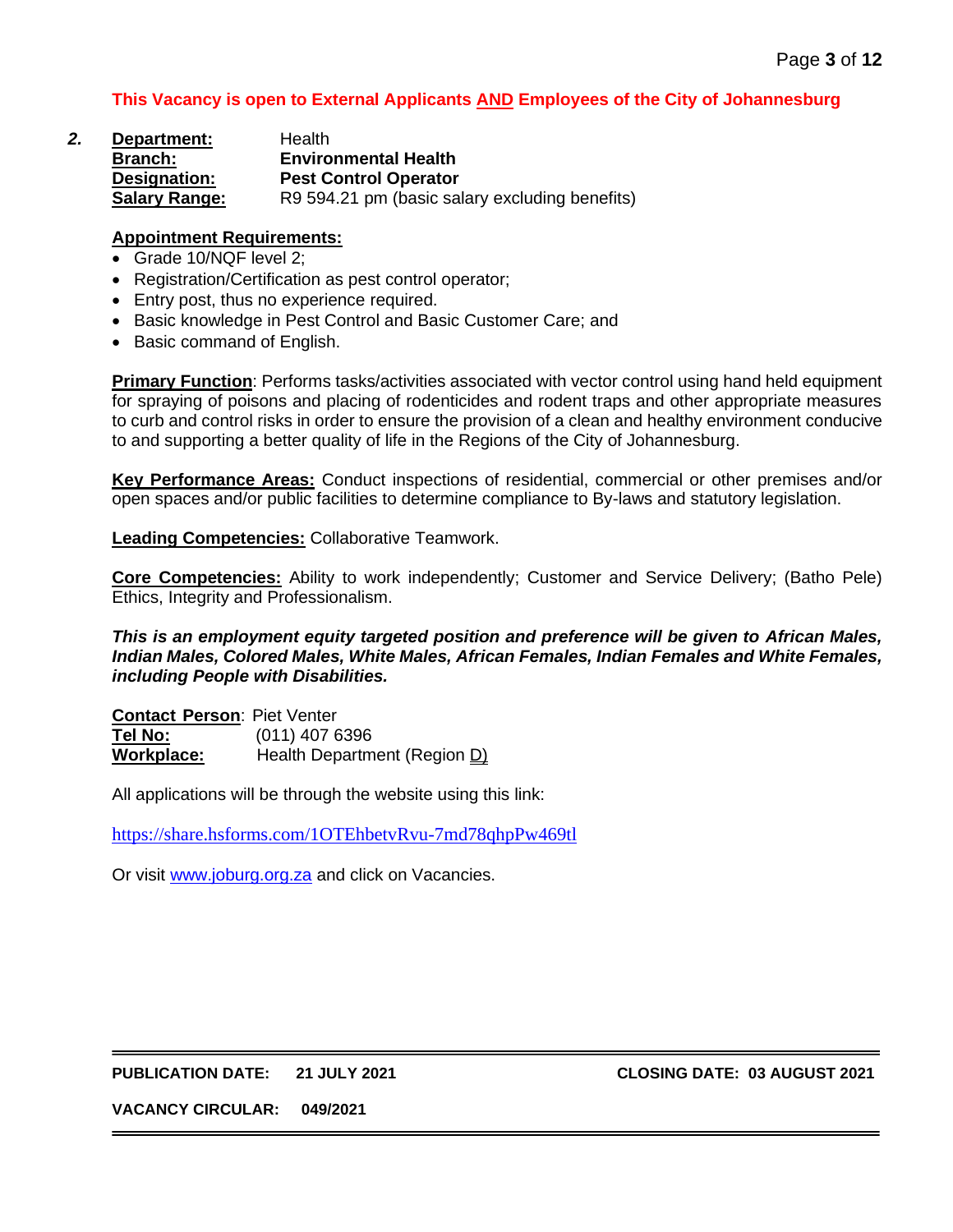**This Vacancy is open to External Applicants AND Employees of the City of Johannesburg**

***2.*** **Department:** Health
**Branch:** **Environmental Health**
**Designation:** **Pest Control Operator**
**Salary Range:** R9 594.21 pm (basic salary excluding benefits)

**Appointment Requirements:**

- Grade 10/NQF level 2;
- Registration/Certification as pest control operator;
- Entry post, thus no experience required.
- Basic knowledge in Pest Control and Basic Customer Care; and
- Basic command of English.

**Primary Function**: Performs tasks/activities associated with vector control using hand held equipment for spraying of poisons and placing of rodenticides and rodent traps and other appropriate measures to curb and control risks in order to ensure the provision of a clean and healthy environment conducive to and supporting a better quality of life in the Regions of the City of Johannesburg.

**Key Performance Areas:** Conduct inspections of residential, commercial or other premises and/or open spaces and/or public facilities to determine compliance to By-laws and statutory legislation.

**Leading Competencies:** Collaborative Teamwork.

**Core Competencies:** Ability to work independently; Customer and Service Delivery; (Batho Pele) Ethics, Integrity and Professionalism.

***This is an employment equity targeted position and preference will be given to African Males, Indian Males, Colored Males, White Males, African Females, Indian Females and White Females, including People with Disabilities.***

**Contact Person**: Piet Venter
**Tel No:** (011) 407 6396
**Workplace:** Health Department (Region D)

All applications will be through the website using this link:

https://share.hsforms.com/1OTEhbetvRvu-7md78qhpPw469tl

Or visit www.joburg.org.za and click on Vacancies.

**PUBLICATION DATE: 21 JULY 2021** **CLOSING DATE: 03 AUGUST 2021**

**VACANCY CIRCULAR: 049/2021**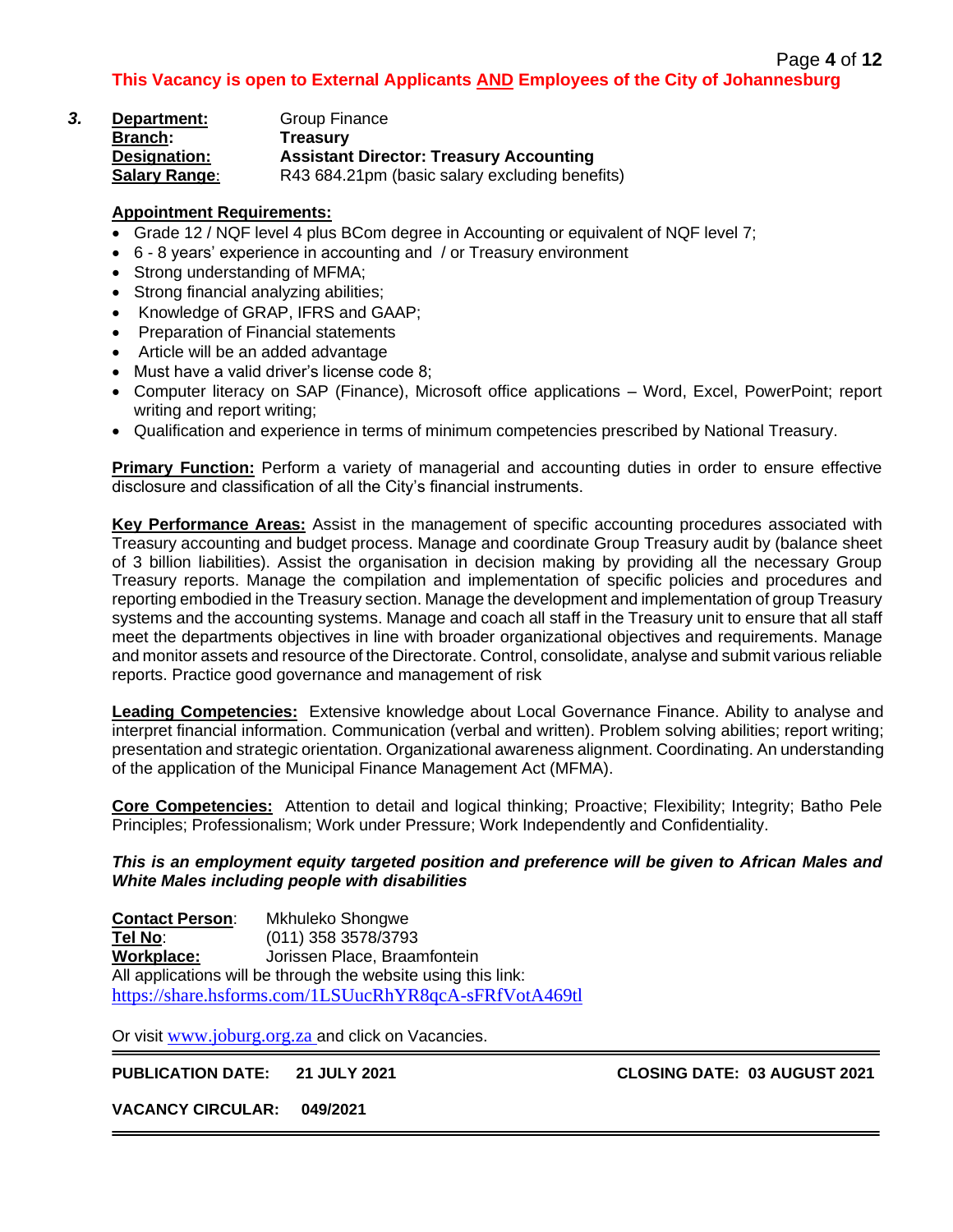**This Vacancy is open to External Applicants AND Employees of the City of Johannesburg**

***3.*** **Department:** Group Finance
**Branch:** **Treasury**
**Designation:** **Assistant Director: Treasury Accounting**
**Salary Range:** R43 684.21pm (basic salary excluding benefits)

**Appointment Requirements:**

- Grade 12 / NQF level 4 plus BCom degree in Accounting or equivalent of NQF level 7;
- 6 - 8 years' experience in accounting and / or Treasury environment
- Strong understanding of MFMA;
- Strong financial analyzing abilities;
- Knowledge of GRAP, IFRS and GAAP;
- Preparation of Financial statements
- Article will be an added advantage
- Must have a valid driver's license code 8;
- Computer literacy on SAP (Finance), Microsoft office applications – Word, Excel, PowerPoint; report writing and report writing;
- Qualification and experience in terms of minimum competencies prescribed by National Treasury.

**Primary Function:** Perform a variety of managerial and accounting duties in order to ensure effective disclosure and classification of all the City's financial instruments.

**Key Performance Areas:** Assist in the management of specific accounting procedures associated with Treasury accounting and budget process. Manage and coordinate Group Treasury audit by (balance sheet of 3 billion liabilities). Assist the organisation in decision making by providing all the necessary Group Treasury reports. Manage the compilation and implementation of specific policies and procedures and reporting embodied in the Treasury section. Manage the development and implementation of group Treasury systems and the accounting systems. Manage and coach all staff in the Treasury unit to ensure that all staff meet the departments objectives in line with broader organizational objectives and requirements. Manage and monitor assets and resource of the Directorate. Control, consolidate, analyse and submit various reliable reports. Practice good governance and management of risk

**Leading Competencies:** Extensive knowledge about Local Governance Finance. Ability to analyse and interpret financial information. Communication (verbal and written). Problem solving abilities; report writing; presentation and strategic orientation. Organizational awareness alignment. Coordinating. An understanding of the application of the Municipal Finance Management Act (MFMA).

**Core Competencies:** Attention to detail and logical thinking; Proactive; Flexibility; Integrity; Batho Pele Principles; Professionalism; Work under Pressure; Work Independently and Confidentiality.

***This is an employment equity targeted position and preference will be given to African Males and White Males including people with disabilities***

**Contact Person:** Mkhuleko Shongwe
**Tel No:** (011) 358 3578/3793
**Workplace:** Jorissen Place, Braamfontein
All applications will be through the website using this link:
https://share.hsforms.com/1LSUucRhYR8qcA-sFRfVotA469tl

Or visit www.joburg.org.za and click on Vacancies.

**PUBLICATION DATE: 21 JULY 2021** **CLOSING DATE: 03 AUGUST 2021**

**VACANCY CIRCULAR: 049/2021**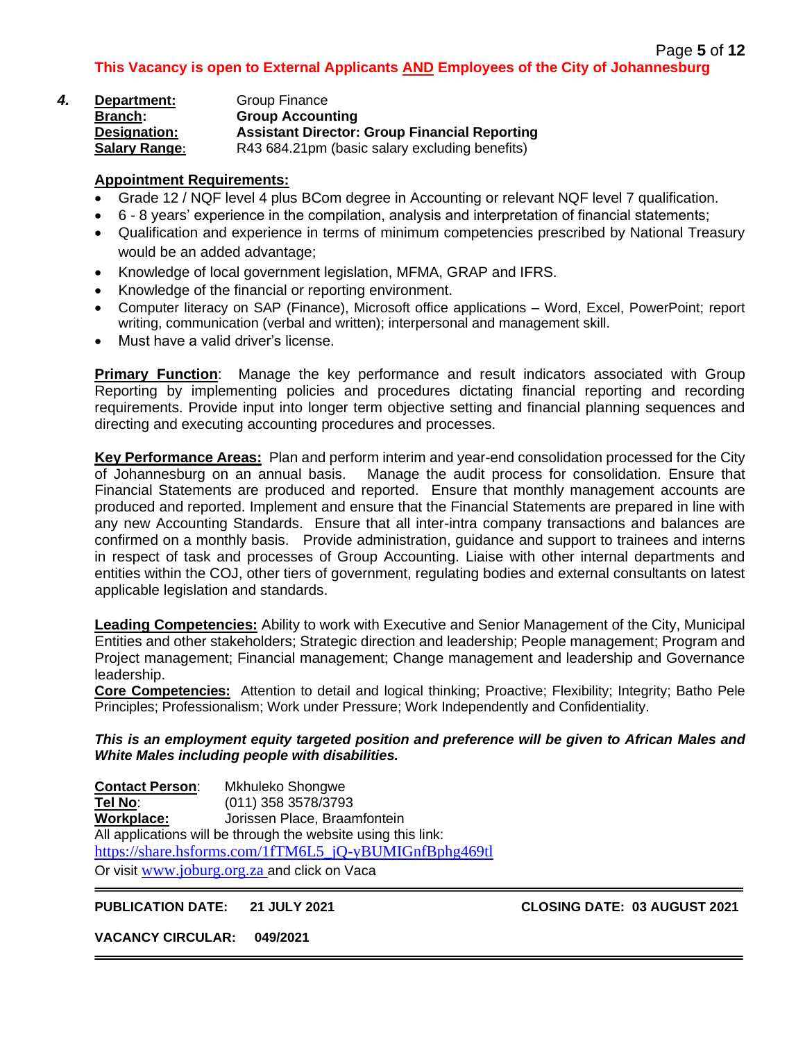**This Vacancy is open to External Applicants AND Employees of the City of Johannesburg**

**4.**

**Department:** Group Finance
**Branch:** **Group Accounting**
**Designation:** **Assistant Director: Group Financial Reporting**
**Salary Range:** R43 684.21pm (basic salary excluding benefits)

**Appointment Requirements:**

- Grade 12 / NQF level 4 plus BCom degree in Accounting or relevant NQF level 7 qualification.
- 6 - 8 years' experience in the compilation, analysis and interpretation of financial statements;
- Qualification and experience in terms of minimum competencies prescribed by National Treasury would be an added advantage;
- Knowledge of local government legislation, MFMA, GRAP and IFRS.
- Knowledge of the financial or reporting environment.
- Computer literacy on SAP (Finance), Microsoft office applications – Word, Excel, PowerPoint; report writing, communication (verbal and written); interpersonal and management skill.
- Must have a valid driver's license.

**Primary Function**: Manage the key performance and result indicators associated with Group Reporting by implementing policies and procedures dictating financial reporting and recording requirements. Provide input into longer term objective setting and financial planning sequences and directing and executing accounting procedures and processes.

**Key Performance Areas:** Plan and perform interim and year-end consolidation processed for the City of Johannesburg on an annual basis. Manage the audit process for consolidation. Ensure that Financial Statements are produced and reported. Ensure that monthly management accounts are produced and reported. Implement and ensure that the Financial Statements are prepared in line with any new Accounting Standards. Ensure that all inter-intra company transactions and balances are confirmed on a monthly basis. Provide administration, guidance and support to trainees and interns in respect of task and processes of Group Accounting. Liaise with other internal departments and entities within the COJ, other tiers of government, regulating bodies and external consultants on latest applicable legislation and standards.

**Leading Competencies:** Ability to work with Executive and Senior Management of the City, Municipal Entities and other stakeholders; Strategic direction and leadership; People management; Program and Project management; Financial management; Change management and leadership and Governance leadership.
**Core Competencies:** Attention to detail and logical thinking; Proactive; Flexibility; Integrity; Batho Pele Principles; Professionalism; Work under Pressure; Work Independently and Confidentiality.

***This is an employment equity targeted position and preference will be given to African Males and White Males including people with disabilities.***

**Contact Person**: Mkhuleko Shongwe
**Tel No**: (011) 358 3578/3793
**Workplace:** Jorissen Place, Braamfontein
All applications will be through the website using this link:
https://share.hsforms.com/1fTM6L5_jQ-yBUMIGnfBphg469tl
Or visit www.joburg.org.za and click on Vaca

**PUBLICATION DATE: 21 JULY 2021** **CLOSING DATE: 03 AUGUST 2021**

**VACANCY CIRCULAR: 049/2021**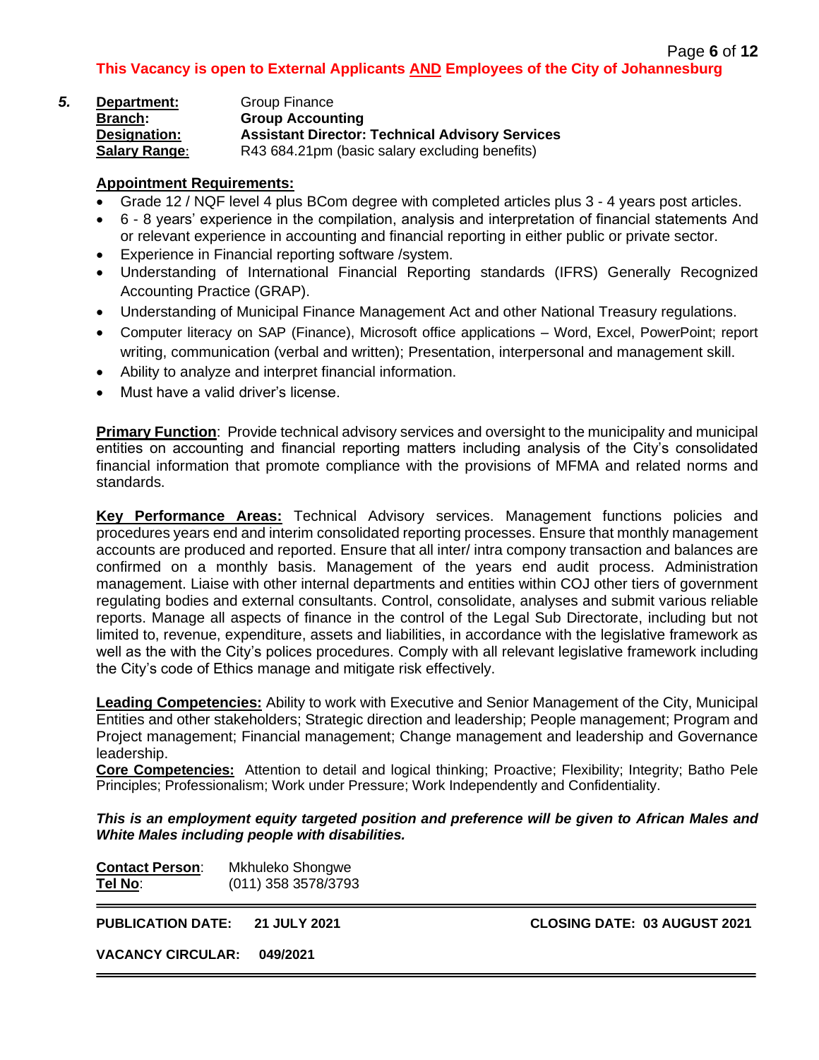**This Vacancy is open to External Applicants AND Employees of the City of Johannesburg**

**5.** **Department:** Group Finance
**Branch:** **Group Accounting**
**Designation:** **Assistant Director: Technical Advisory Services**
**Salary Range:** R43 684.21pm (basic salary excluding benefits)

**Appointment Requirements:**

- Grade 12 / NQF level 4 plus BCom degree with completed articles plus 3 - 4 years post articles.
- 6 - 8 years' experience in the compilation, analysis and interpretation of financial statements And or relevant experience in accounting and financial reporting in either public or private sector.
- Experience in Financial reporting software /system.
- Understanding of International Financial Reporting standards (IFRS) Generally Recognized Accounting Practice (GRAP).
- Understanding of Municipal Finance Management Act and other National Treasury regulations.
- Computer literacy on SAP (Finance), Microsoft office applications – Word, Excel, PowerPoint; report writing, communication (verbal and written); Presentation, interpersonal and management skill.
- Ability to analyze and interpret financial information.
- Must have a valid driver's license.

**Primary Function**: Provide technical advisory services and oversight to the municipality and municipal entities on accounting and financial reporting matters including analysis of the City's consolidated financial information that promote compliance with the provisions of MFMA and related norms and standards.

**Key Performance Areas:** Technical Advisory services. Management functions policies and procedures years end and interim consolidated reporting processes. Ensure that monthly management accounts are produced and reported. Ensure that all inter/ intra compony transaction and balances are confirmed on a monthly basis. Management of the years end audit process. Administration management. Liaise with other internal departments and entities within COJ other tiers of government regulating bodies and external consultants. Control, consolidate, analyses and submit various reliable reports. Manage all aspects of finance in the control of the Legal Sub Directorate, including but not limited to, revenue, expenditure, assets and liabilities, in accordance with the legislative framework as well as the with the City's polices procedures. Comply with all relevant legislative framework including the City's code of Ethics manage and mitigate risk effectively.

**Leading Competencies:** Ability to work with Executive and Senior Management of the City, Municipal Entities and other stakeholders; Strategic direction and leadership; People management; Program and Project management; Financial management; Change management and leadership and Governance leadership.

**Core Competencies:** Attention to detail and logical thinking; Proactive; Flexibility; Integrity; Batho Pele Principles; Professionalism; Work under Pressure; Work Independently and Confidentiality.

***This is an employment equity targeted position and preference will be given to African Males and White Males including people with disabilities.***

**Contact Person**: Mkhuleko Shongwe
**Tel No**: (011) 358 3578/3793

**PUBLICATION DATE: 21 JULY 2021** **CLOSING DATE: 03 AUGUST 2021**

**VACANCY CIRCULAR: 049/2021**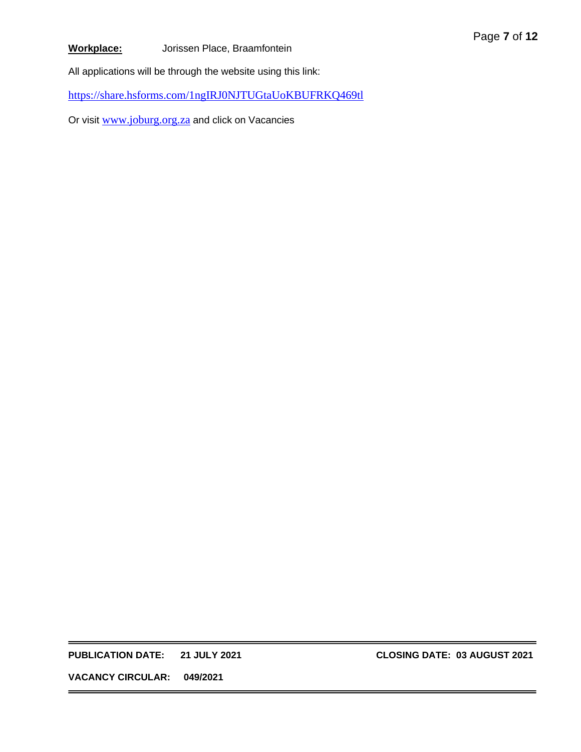**Workplace:** Jorissen Place, Braamfontein

All applications will be through the website using this link:

https://share.hsforms.com/1ngIRJ0NJTUGtaUoKBUFRKQ469tl

Or visit www.joburg.org.za and click on Vacancies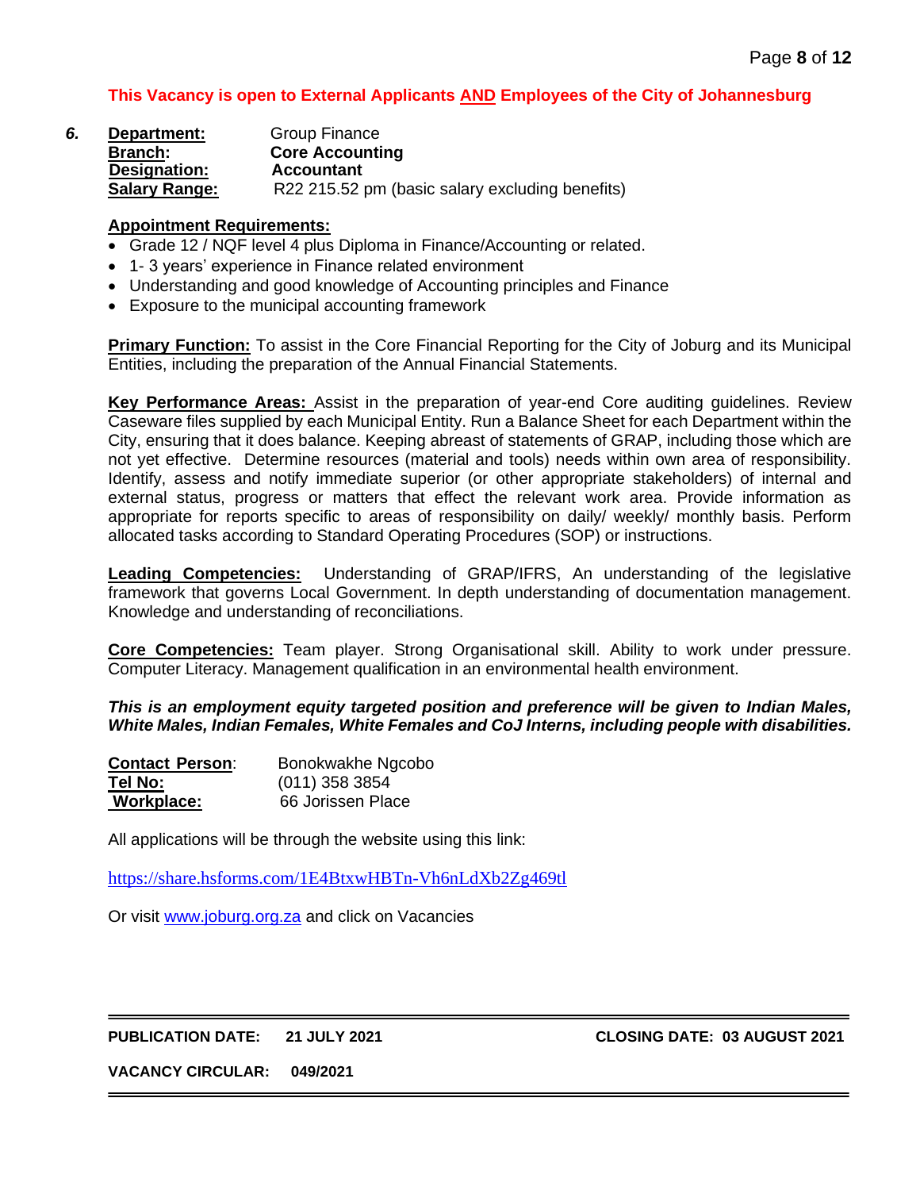**This Vacancy is open to External Applicants <u>AND</u> Employees of the City of Johannesburg**

***6.*** **Department:** Group Finance
**Branch:** **Core Accounting**
**Designation:** **Accountant**
**Salary Range:** R22 215.52 pm (basic salary excluding benefits)

**Appointment Requirements:**

- Grade 12 / NQF level 4 plus Diploma in Finance/Accounting or related.
- 1- 3 years' experience in Finance related environment
- Understanding and good knowledge of Accounting principles and Finance
- Exposure to the municipal accounting framework

**Primary Function:** To assist in the Core Financial Reporting for the City of Joburg and its Municipal Entities, including the preparation of the Annual Financial Statements.

**Key Performance Areas:** Assist in the preparation of year-end Core auditing guidelines. Review Caseware files supplied by each Municipal Entity. Run a Balance Sheet for each Department within the City, ensuring that it does balance. Keeping abreast of statements of GRAP, including those which are not yet effective. Determine resources (material and tools) needs within own area of responsibility. Identify, assess and notify immediate superior (or other appropriate stakeholders) of internal and external status, progress or matters that effect the relevant work area. Provide information as appropriate for reports specific to areas of responsibility on daily/ weekly/ monthly basis. Perform allocated tasks according to Standard Operating Procedures (SOP) or instructions.

**Leading Competencies:** Understanding of GRAP/IFRS, An understanding of the legislative framework that governs Local Government. In depth understanding of documentation management. Knowledge and understanding of reconciliations.

**Core Competencies:** Team player. Strong Organisational skill. Ability to work under pressure. Computer Literacy. Management qualification in an environmental health environment.

***This is an employment equity targeted position and preference will be given to Indian Males, White Males, Indian Females, White Females and CoJ Interns, including people with disabilities.***

**Contact Person**: Bonokwakhe Ngcobo
**Tel No:** (011) 358 3854
**Workplace:** 66 Jorissen Place

All applications will be through the website using this link:

https://share.hsforms.com/1E4BtxwHBTn-Vh6nLdXb2Zg469tl

Or visit www.joburg.org.za and click on Vacancies

**PUBLICATION DATE: 21 JULY 2021** **CLOSING DATE: 03 AUGUST 2021**

**VACANCY CIRCULAR: 049/2021**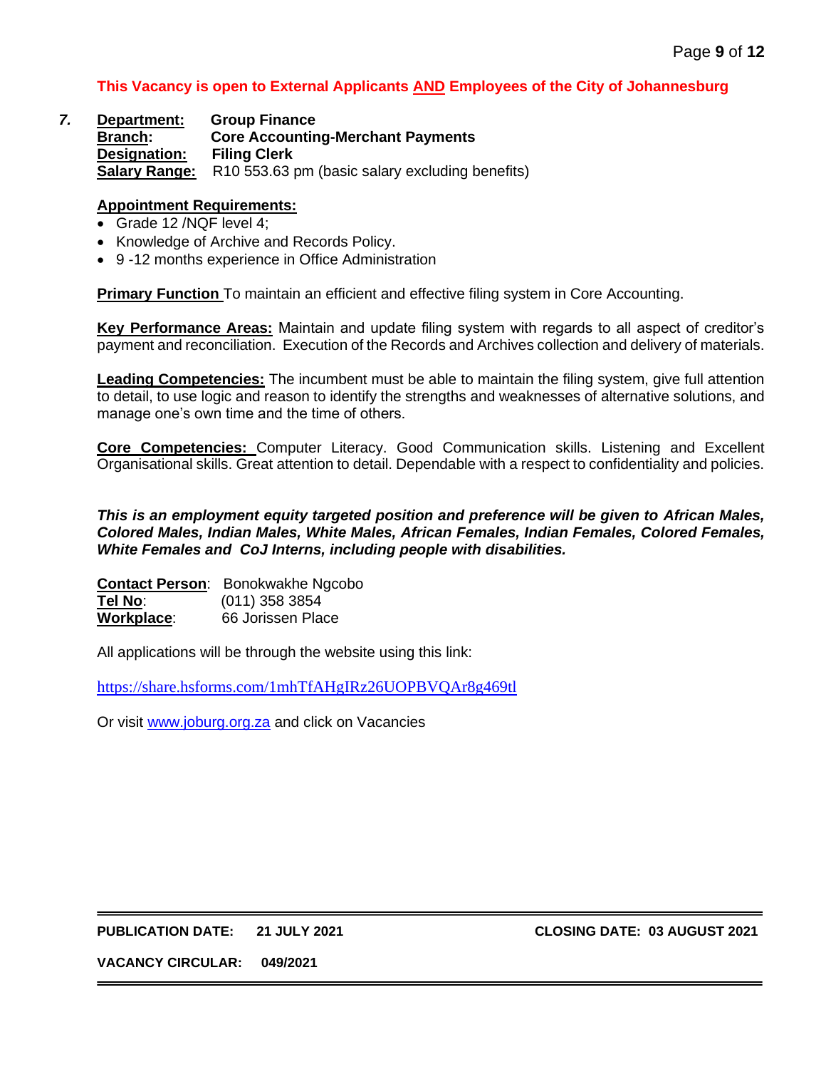**This Vacancy is open to External Applicants AND Employees of the City of Johannesburg**

*7.* **Department:** **Group Finance**
**Branch:** **Core Accounting-Merchant Payments**
**Designation:** **Filing Clerk**
**Salary Range:** R10 553.63 pm (basic salary excluding benefits)

**Appointment Requirements:**

- Grade 12 /NQF level 4;
- Knowledge of Archive and Records Policy.
- 9 -12 months experience in Office Administration

**Primary Function** To maintain an efficient and effective filing system in Core Accounting.

**Key Performance Areas:** Maintain and update filing system with regards to all aspect of creditor's payment and reconciliation. Execution of the Records and Archives collection and delivery of materials.

**Leading Competencies:** The incumbent must be able to maintain the filing system, give full attention to detail, to use logic and reason to identify the strengths and weaknesses of alternative solutions, and manage one's own time and the time of others.

**Core Competencies:** Computer Literacy. Good Communication skills. Listening and Excellent Organisational skills. Great attention to detail. Dependable with a respect to confidentiality and policies.

***This is an employment equity targeted position and preference will be given to African Males, Colored Males, Indian Males, White Males, African Females, Indian Females, Colored Females, White Females and CoJ Interns, including people with disabilities.***

**Contact Person**: Bonokwakhe Ngcobo
**Tel No**: (011) 358 3854
**Workplace**: 66 Jorissen Place

All applications will be through the website using this link:

https://share.hsforms.com/1mhTfAHgIRz26UOPBVQAr8g469tl

Or visit www.joburg.org.za and click on Vacancies

**PUBLICATION DATE: 21 JULY 2021** **CLOSING DATE: 03 AUGUST 2021**

**VACANCY CIRCULAR: 049/2021**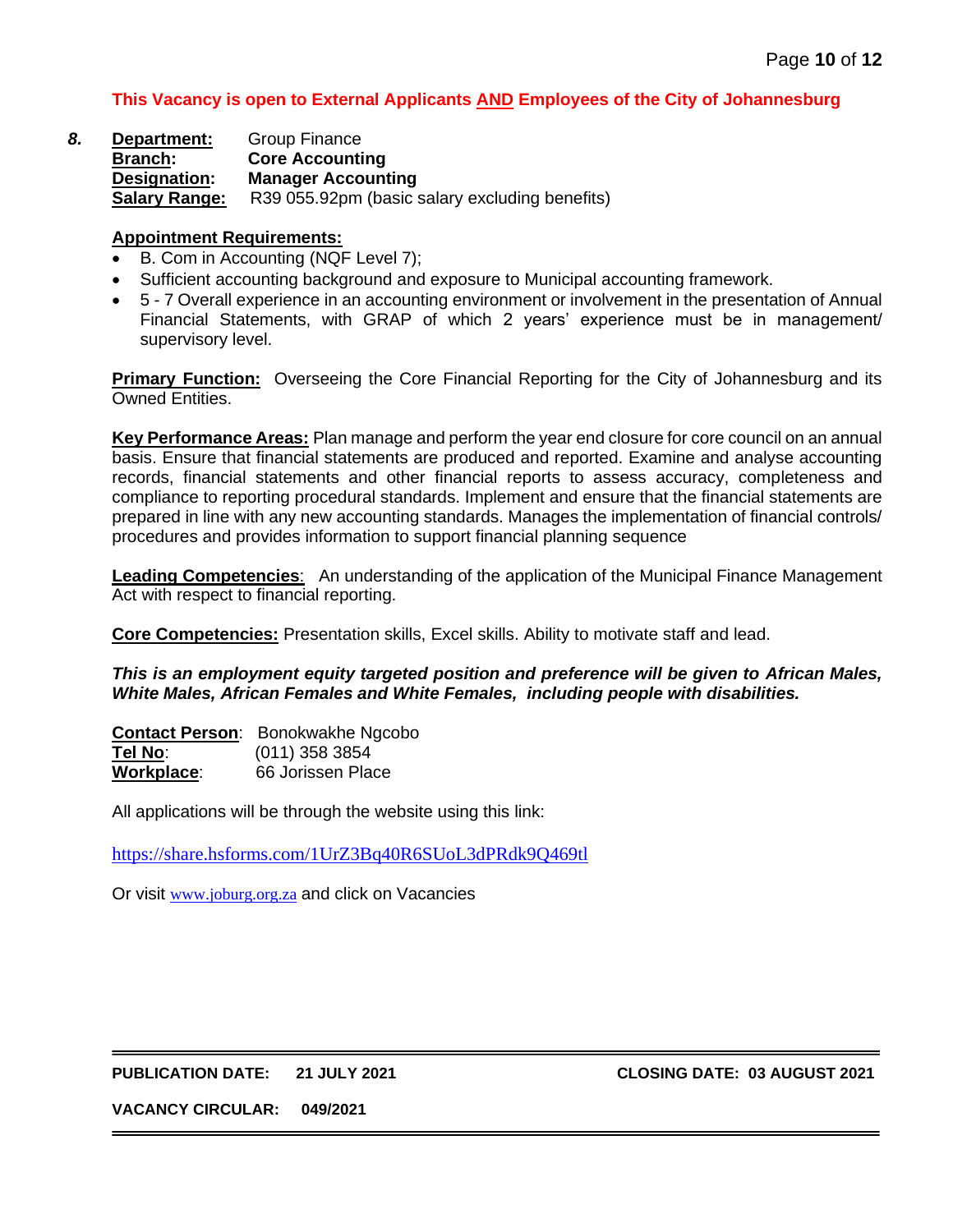**This Vacancy is open to External Applicants <u>AND</u> Employees of the City of Johannesburg**

***8.*** **<u>Department:</u>** Group Finance
**<u>Branch</u>:** **Core Accounting**
**<u>Designation:</u>** **Manager Accounting**
**<u>Salary Range:</u>** R39 055.92pm (basic salary excluding benefits)

**<u>Appointment Requirements:</u>**

- B. Com in Accounting (NQF Level 7);
- Sufficient accounting background and exposure to Municipal accounting framework.
- 5 - 7 Overall experience in an accounting environment or involvement in the presentation of Annual Financial Statements, with GRAP of which 2 years' experience must be in management/ supervisory level.

**<u>Primary Function:</u>** Overseeing the Core Financial Reporting for the City of Johannesburg and its Owned Entities.

**<u>Key Performance Areas:</u>** Plan manage and perform the year end closure for core council on an annual basis. Ensure that financial statements are produced and reported. Examine and analyse accounting records, financial statements and other financial reports to assess accuracy, completeness and compliance to reporting procedural standards. Implement and ensure that the financial statements are prepared in line with any new accounting standards. Manages the implementation of financial controls/ procedures and provides information to support financial planning sequence

**<u>Leading Competencies</u>**: An understanding of the application of the Municipal Finance Management Act with respect to financial reporting.

**<u>Core Competencies:</u>** Presentation skills, Excel skills. Ability to motivate staff and lead.

***This is an employment equity targeted position and preference will be given to African Males, White Males, African Females and White Females, including people with disabilities.***

**<u>Contact Person</u>**: Bonokwakhe Ngcobo
**<u>Tel No</u>**: (011) 358 3854
**<u>Workplace</u>**: 66 Jorissen Place

All applications will be through the website using this link:

https://share.hsforms.com/1UrZ3Bq40R6SUoL3dPRdk9Q469tl

Or visit www.joburg.org.za and click on Vacancies

**PUBLICATION DATE: 21 JULY 2021** **CLOSING DATE: 03 AUGUST 2021**

**VACANCY CIRCULAR: 049/2021**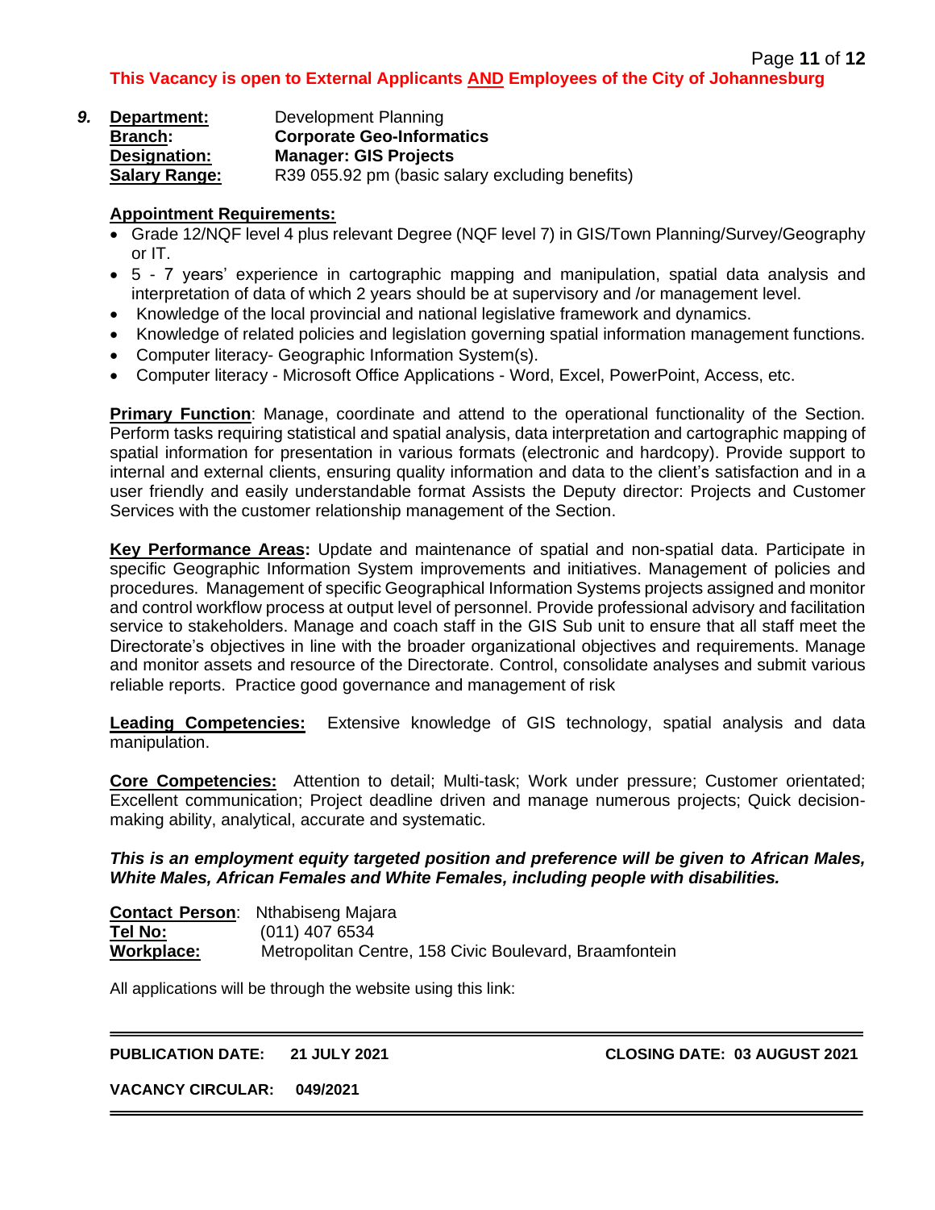**This Vacancy is open to External Applicants AND Employees of the City of Johannesburg**

*9.* **Department:** Development Planning
**Branch:** **Corporate Geo-Informatics**
**Designation:** **Manager: GIS Projects**
**Salary Range:** R39 055.92 pm (basic salary excluding benefits)

**Appointment Requirements:**

- Grade 12/NQF level 4 plus relevant Degree (NQF level 7) in GIS/Town Planning/Survey/Geography or IT.
- 5 - 7 years' experience in cartographic mapping and manipulation, spatial data analysis and interpretation of data of which 2 years should be at supervisory and /or management level.
- Knowledge of the local provincial and national legislative framework and dynamics.
- Knowledge of related policies and legislation governing spatial information management functions.
- Computer literacy- Geographic Information System(s).
- Computer literacy - Microsoft Office Applications - Word, Excel, PowerPoint, Access, etc.

**Primary Function**: Manage, coordinate and attend to the operational functionality of the Section. Perform tasks requiring statistical and spatial analysis, data interpretation and cartographic mapping of spatial information for presentation in various formats (electronic and hardcopy). Provide support to internal and external clients, ensuring quality information and data to the client's satisfaction and in a user friendly and easily understandable format Assists the Deputy director: Projects and Customer Services with the customer relationship management of the Section.

**Key Performance Areas:** Update and maintenance of spatial and non-spatial data. Participate in specific Geographic Information System improvements and initiatives. Management of policies and procedures. Management of specific Geographical Information Systems projects assigned and monitor and control workflow process at output level of personnel. Provide professional advisory and facilitation service to stakeholders. Manage and coach staff in the GIS Sub unit to ensure that all staff meet the Directorate's objectives in line with the broader organizational objectives and requirements. Manage and monitor assets and resource of the Directorate. Control, consolidate analyses and submit various reliable reports. Practice good governance and management of risk

**Leading Competencies:** Extensive knowledge of GIS technology, spatial analysis and data manipulation.

**Core Competencies:** Attention to detail; Multi-task; Work under pressure; Customer orientated; Excellent communication; Project deadline driven and manage numerous projects; Quick decision-making ability, analytical, accurate and systematic.

***This is an employment equity targeted position and preference will be given to African Males, White Males, African Females and White Females, including people with disabilities.***

**Contact Person**: Nthabiseng Majara
**Tel No:** (011) 407 6534
**Workplace:** Metropolitan Centre, 158 Civic Boulevard, Braamfontein

All applications will be through the website using this link:

---

**PUBLICATION DATE: 21 JULY 2021** **CLOSING DATE: 03 AUGUST 2021**

**VACANCY CIRCULAR: 049/2021**

---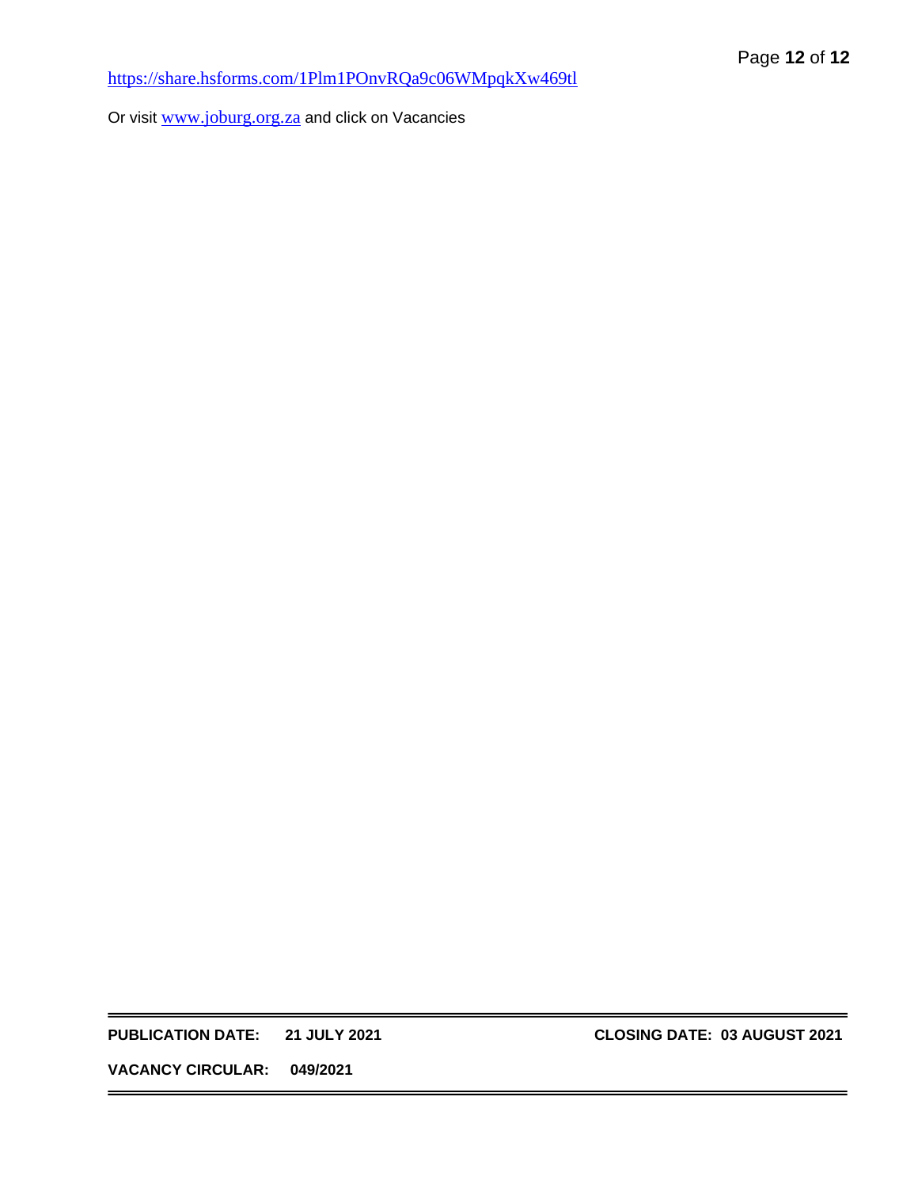https://share.hsforms.com/1Plm1POnvRQa9c06WMpqkXw469tl

Or visit www.joburg.org.za and click on Vacancies

---

**PUBLICATION DATE: 21 JULY 2021** **CLOSING DATE: 03 AUGUST 2021**

**VACANCY CIRCULAR: 049/2021**

---